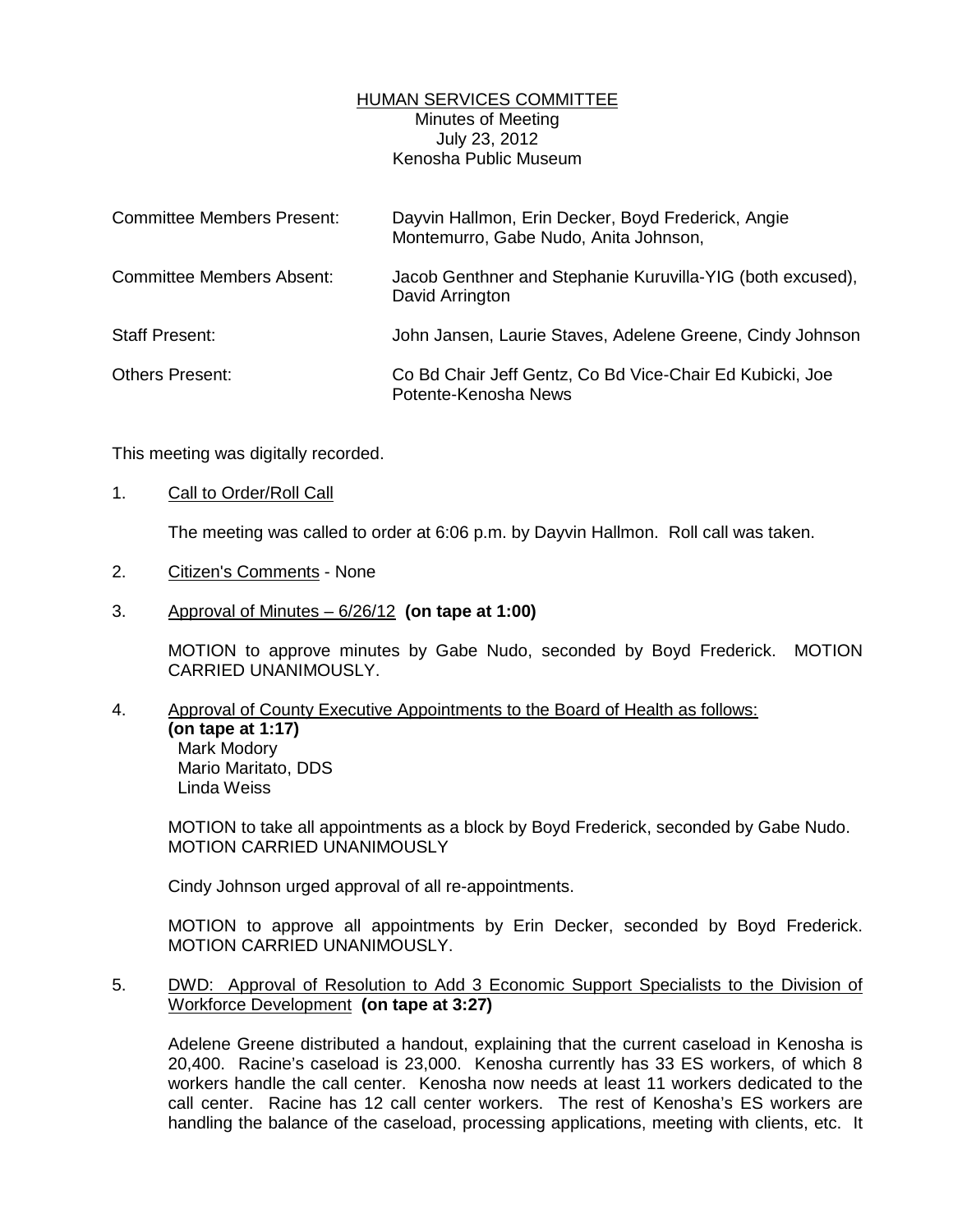HUMAN SERVICES COMMITTEE
Minutes of Meeting
July 23, 2012
Kenosha Public Museum

| | |
|---|---|
| Committee Members Present: | Dayvin Hallmon, Erin Decker, Boyd Frederick, Angie Montemurro, Gabe Nudo, Anita Johnson, |
| Committee Members Absent: | Jacob Genthner and Stephanie Kuruvilla-YIG (both excused), David Arrington |
| Staff Present: | John Jansen, Laurie Staves, Adelene Greene, Cindy Johnson |
| Others Present: | Co Bd Chair Jeff Gentz, Co Bd Vice-Chair Ed Kubicki, Joe Potente-Kenosha News |

This meeting was digitally recorded.

1. Call to Order/Roll Call

   The meeting was called to order at 6:06 p.m. by Dayvin Hallmon. Roll call was taken.

2. Citizen's Comments - None

3. Approval of Minutes – 6/26/12 **(on tape at 1:00)**

   MOTION to approve minutes by Gabe Nudo, seconded by Boyd Frederick. MOTION CARRIED UNANIMOUSLY.

4. Approval of County Executive Appointments to the Board of Health as follows: **(on tape at 1:17)**
   Mark Modory
   Mario Maritato, DDS
   Linda Weiss

   MOTION to take all appointments as a block by Boyd Frederick, seconded by Gabe Nudo. MOTION CARRIED UNANIMOUSLY

   Cindy Johnson urged approval of all re-appointments.

   MOTION to approve all appointments by Erin Decker, seconded by Boyd Frederick. MOTION CARRIED UNANIMOUSLY.

5. DWD: Approval of Resolution to Add 3 Economic Support Specialists to the Division of Workforce Development **(on tape at 3:27)**

   Adelene Greene distributed a handout, explaining that the current caseload in Kenosha is 20,400. Racine's caseload is 23,000. Kenosha currently has 33 ES workers, of which 8 workers handle the call center. Kenosha now needs at least 11 workers dedicated to the call center. Racine has 12 call center workers. The rest of Kenosha's ES workers are handling the balance of the caseload, processing applications, meeting with clients, etc. It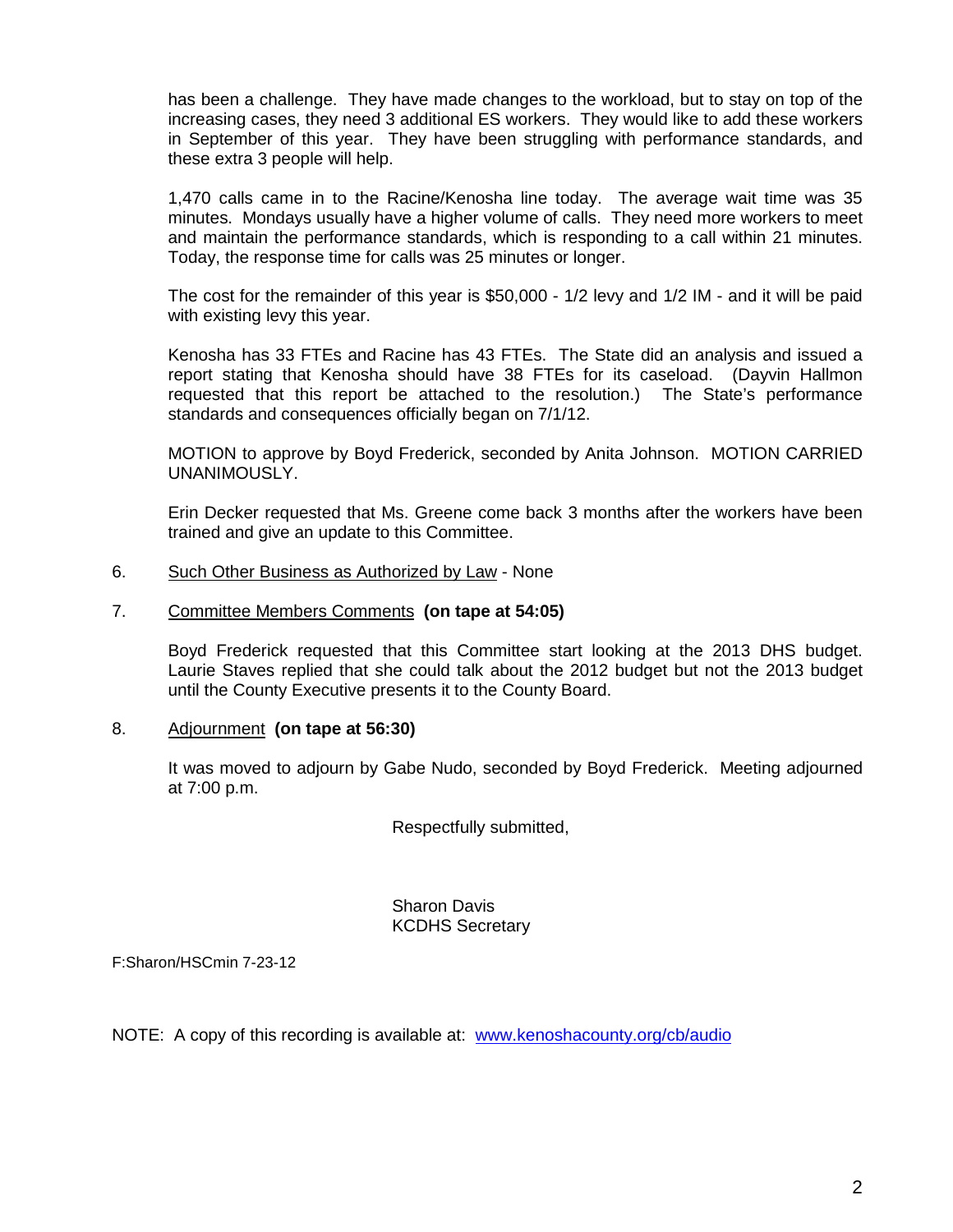has been a challenge. They have made changes to the workload, but to stay on top of the increasing cases, they need 3 additional ES workers. They would like to add these workers in September of this year. They have been struggling with performance standards, and these extra 3 people will help.

1,470 calls came in to the Racine/Kenosha line today. The average wait time was 35 minutes. Mondays usually have a higher volume of calls. They need more workers to meet and maintain the performance standards, which is responding to a call within 21 minutes. Today, the response time for calls was 25 minutes or longer.

The cost for the remainder of this year is $50,000 - 1/2 levy and 1/2 IM - and it will be paid with existing levy this year.

Kenosha has 33 FTEs and Racine has 43 FTEs. The State did an analysis and issued a report stating that Kenosha should have 38 FTEs for its caseload. (Dayvin Hallmon requested that this report be attached to the resolution.) The State's performance standards and consequences officially began on 7/1/12.

MOTION to approve by Boyd Frederick, seconded by Anita Johnson. MOTION CARRIED UNANIMOUSLY.

Erin Decker requested that Ms. Greene come back 3 months after the workers have been trained and give an update to this Committee.

6. Such Other Business as Authorized by Law - None

7. Committee Members Comments **(on tape at 54:05)**

   Boyd Frederick requested that this Committee start looking at the 2013 DHS budget. Laurie Staves replied that she could talk about the 2012 budget but not the 2013 budget until the County Executive presents it to the County Board.

8. Adjournment **(on tape at 56:30)**

   It was moved to adjourn by Gabe Nudo, seconded by Boyd Frederick. Meeting adjourned at 7:00 p.m.

Respectfully submitted,

Sharon Davis
KCDHS Secretary

F:Sharon/HSCmin 7-23-12

NOTE: A copy of this recording is available at: www.kenoshacounty.org/cb/audio